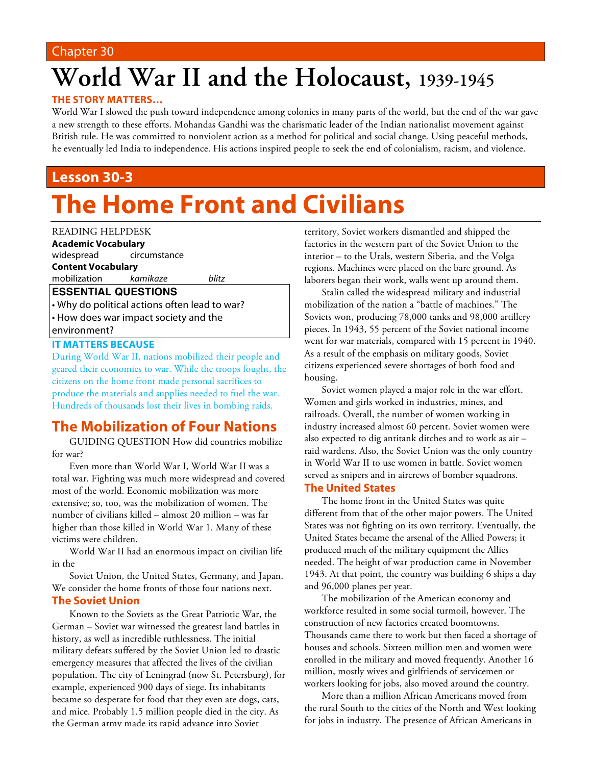Chapter 30

# World War II and the Holocaust, 1939-1945

**THE STORY MATTERS…**

World War I slowed the push toward independence among colonies in many parts of the world, but the end of the war gave a new strength to these efforts. Mohandas Gandhi was the charismatic leader of the Indian nationalist movement against British rule. He was committed to nonviolent action as a method for political and social change. Using peaceful methods, he eventually led India to independence. His actions inspired people to seek the end of colonialism, racism, and violence.

## Lesson 30-3

# The Home Front and Civilians

READING HELPDESK

**Academic Vocabulary**

widespread circumstance

**Content Vocabulary**

mobilization *kamikaze* *blitz*

**ESSENTIAL QUESTIONS**

- Why do political actions often lead to war?
- How does war impact society and the environment?

**IT MATTERS BECAUSE**

During World War II, nations mobilized their people and geared their economies to war. While the troops fought, the citizens on the home front made personal sacrifices to produce the materials and supplies needed to fuel the war. Hundreds of thousands lost their lives in bombing raids.

## The Mobilization of Four Nations

GUIDING QUESTION How did countries mobilize for war?

Even more than World War I, World War II was a total war. Fighting was much more widespread and covered most of the world. Economic mobilization was more extensive; so, too, was the mobilization of women. The number of civilians killed – almost 20 million – was far higher than those killed in World War 1. Many of these victims were children.

World War II had an enormous impact on civilian life in the

Soviet Union, the United States, Germany, and Japan. We consider the home fronts of those four nations next.

### The Soviet Union

Known to the Soviets as the Great Patriotic War, the German – Soviet war witnessed the greatest land battles in history, as well as incredible ruthlessness. The initial military defeats suffered by the Soviet Union led to drastic emergency measures that affected the lives of the civilian population. The city of Leningrad (now St. Petersburg), for example, experienced 900 days of siege. Its inhabitants became so desperate for food that they even ate dogs, cats, and mice. Probably 1.5 million people died in the city. As the German army made its rapid advance into Soviet territory, Soviet workers dismantled and shipped the factories in the western part of the Soviet Union to the interior – to the Urals, western Siberia, and the Volga regions. Machines were placed on the bare ground. As laborers began their work, walls went up around them.

Stalin called the widespread military and industrial mobilization of the nation a "battle of machines." The Soviets won, producing 78,000 tanks and 98,000 artillery pieces. In 1943, 55 percent of the Soviet national income went for war materials, compared with 15 percent in 1940. As a result of the emphasis on military goods, Soviet citizens experienced severe shortages of both food and housing.

Soviet women played a major role in the war effort. Women and girls worked in industries, mines, and railroads. Overall, the number of women working in industry increased almost 60 percent. Soviet women were also expected to dig antitank ditches and to work as air – raid wardens. Also, the Soviet Union was the only country in World War II to use women in battle. Soviet women served as snipers and in aircrews of bomber squadrons.

### The United States

The home front in the United States was quite different from that of the other major powers. The United States was not fighting on its own territory. Eventually, the United States became the arsenal of the Allied Powers; it produced much of the military equipment the Allies needed. The height of war production came in November 1943. At that point, the country was building 6 ships a day and 96,000 planes per year.

The mobilization of the American economy and workforce resulted in some social turmoil, however. The construction of new factories created boomtowns. Thousands came there to work but then faced a shortage of houses and schools. Sixteen million men and women were enrolled in the military and moved frequently. Another 16 million, mostly wives and girlfriends of servicemen or workers looking for jobs, also moved around the country.

More than a million African Americans moved from the rural South to the cities of the North and West looking for jobs in industry. The presence of African Americans in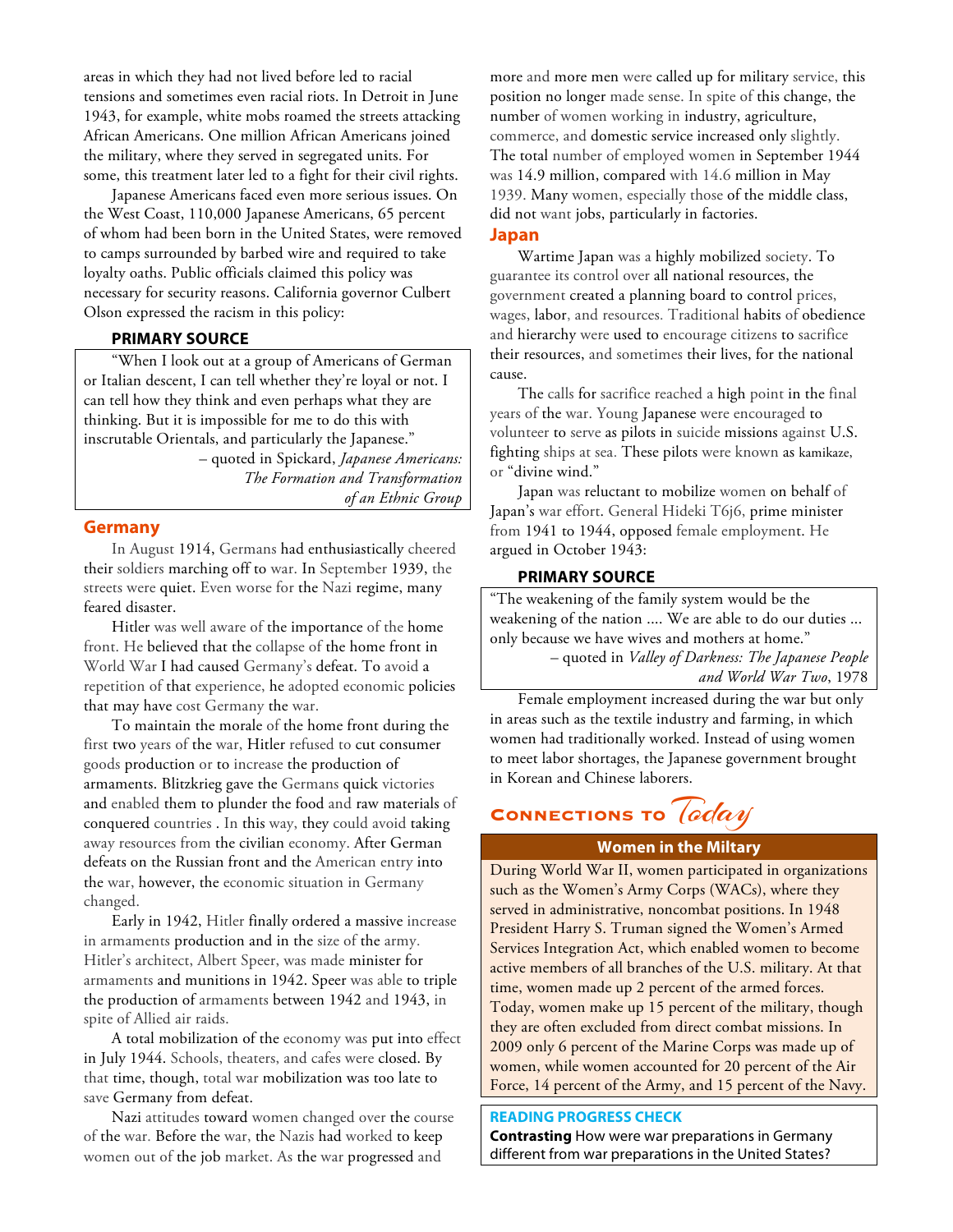areas in which they had not lived before led to racial tensions and sometimes even racial riots. In Detroit in June 1943, for example, white mobs roamed the streets attacking African Americans. One million African Americans joined the military, where they served in segregated units. For some, this treatment later led to a fight for their civil rights.

Japanese Americans faced even more serious issues. On the West Coast, 110,000 Japanese Americans, 65 percent of whom had been born in the United States, were removed to camps surrounded by barbed wire and required to take loyalty oaths. Public officials claimed this policy was necessary for security reasons. California governor Culbert Olson expressed the racism in this policy:

**PRIMARY SOURCE**

> "When I look out at a group of Americans of German or Italian descent, I can tell whether they're loyal or not. I can tell how they think and even perhaps what they are thinking. But it is impossible for me to do this with inscrutable Orientals, and particularly the Japanese."
>
> – quoted in Spickard, *Japanese Americans: The Formation and Transformation of an Ethnic Group*

## Germany

In August 1914, Germans had enthusiastically cheered their soldiers marching off to war. In September 1939, the streets were quiet. Even worse for the Nazi regime, many feared disaster.

Hitler was well aware of the importance of the home front. He believed that the collapse of the home front in World War I had caused Germany's defeat. To avoid a repetition of that experience, he adopted economic policies that may have cost Germany the war.

To maintain the morale of the home front during the first two years of the war, Hitler refused to cut consumer goods production or to increase the production of armaments. Blitzkrieg gave the Germans quick victories and enabled them to plunder the food and raw materials of conquered countries . In this way, they could avoid taking away resources from the civilian economy. After German defeats on the Russian front and the American entry into the war, however, the economic situation in Germany changed.

Early in 1942, Hitler finally ordered a massive increase in armaments production and in the size of the army. Hitler's architect, Albert Speer, was made minister for armaments and munitions in 1942. Speer was able to triple the production of armaments between 1942 and 1943, in spite of Allied air raids.

A total mobilization of the economy was put into effect in July 1944. Schools, theaters, and cafes were closed. By that time, though, total war mobilization was too late to save Germany from defeat.

Nazi attitudes toward women changed over the course of the war. Before the war, the Nazis had worked to keep women out of the job market. As the war progressed and more and more men were called up for military service, this position no longer made sense. In spite of this change, the number of women working in industry, agriculture, commerce, and domestic service increased only slightly. The total number of employed women in September 1944 was 14.9 million, compared with 14.6 million in May 1939. Many women, especially those of the middle class, did not want jobs, particularly in factories.

## Japan

Wartime Japan was a highly mobilized society. To guarantee its control over all national resources, the government created a planning board to control prices, wages, labor, and resources. Traditional habits of obedience and hierarchy were used to encourage citizens to sacrifice their resources, and sometimes their lives, for the national cause.

The calls for sacrifice reached a high point in the final years of the war. Young Japanese were encouraged to volunteer to serve as pilots in suicide missions against U.S. fighting ships at sea. These pilots were known as kamikaze, or "divine wind."

Japan was reluctant to mobilize women on behalf of Japan's war effort. General Hideki T6j6, prime minister from 1941 to 1944, opposed female employment. He argued in October 1943:

**PRIMARY SOURCE**

> "The weakening of the family system would be the weakening of the nation .... We are able to do our duties ... only because we have wives and mothers at home."
>
> – quoted in *Valley of Darkness: The Japanese People and World War Two*, 1978

Female employment increased during the war but only in areas such as the textile industry and farming, in which women had traditionally worked. Instead of using women to meet labor shortages, the Japanese government brought in Korean and Chinese laborers.

## Connections to Today

**Women in the Miltary**

During World War II, women participated in organizations such as the Women's Army Corps (WACs), where they served in administrative, noncombat positions. In 1948 President Harry S. Truman signed the Women's Armed Services Integration Act, which enabled women to become active members of all branches of the U.S. military. At that time, women made up 2 percent of the armed forces. Today, women make up 15 percent of the military, though they are often excluded from direct combat missions. In 2009 only 6 percent of the Marine Corps was made up of women, while women accounted for 20 percent of the Air Force, 14 percent of the Army, and 15 percent of the Navy.

**READING PROGRESS CHECK**

**Contrasting** How were war preparations in Germany different from war preparations in the United States?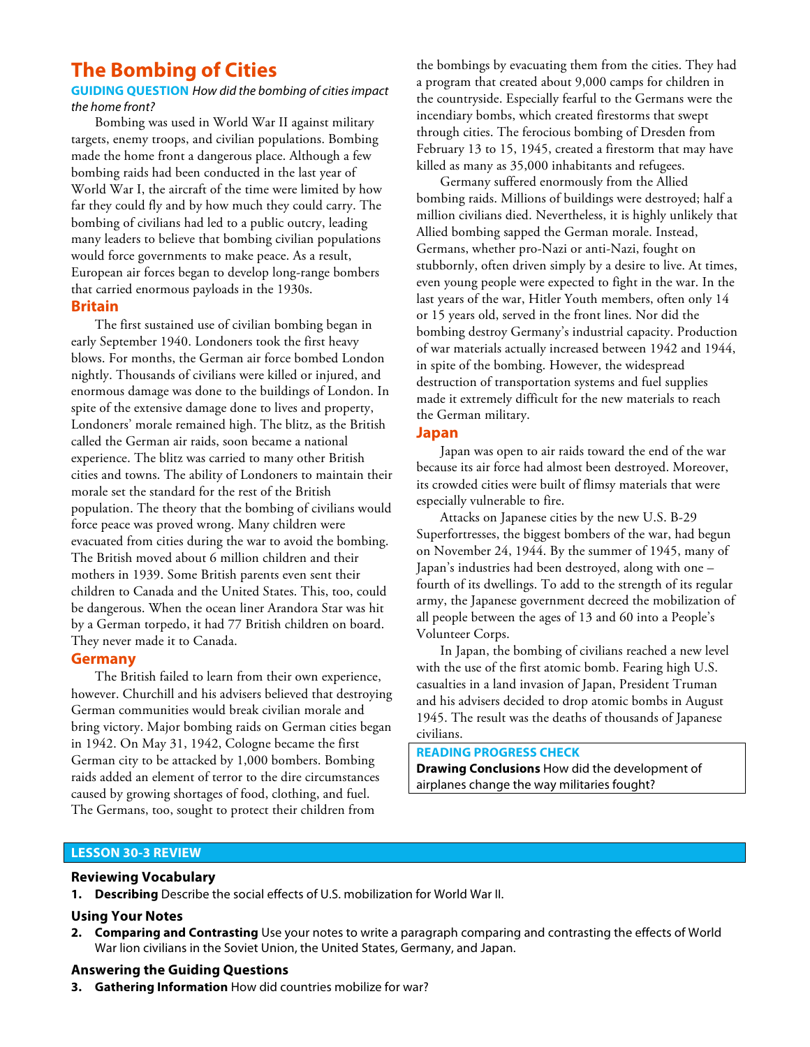## The Bombing of Cities

**GUIDING QUESTION** *How did the bombing of cities impact the home front?*

Bombing was used in World War II against military targets, enemy troops, and civilian populations. Bombing made the home front a dangerous place. Although a few bombing raids had been conducted in the last year of World War I, the aircraft of the time were limited by how far they could fly and by how much they could carry. The bombing of civilians had led to a public outcry, leading many leaders to believe that bombing civilian populations would force governments to make peace. As a result, European air forces began to develop long-range bombers that carried enormous payloads in the 1930s.

### Britain

The first sustained use of civilian bombing began in early September 1940. Londoners took the first heavy blows. For months, the German air force bombed London nightly. Thousands of civilians were killed or injured, and enormous damage was done to the buildings of London. In spite of the extensive damage done to lives and property, Londoners' morale remained high. The blitz, as the British called the German air raids, soon became a national experience. The blitz was carried to many other British cities and towns. The ability of Londoners to maintain their morale set the standard for the rest of the British population. The theory that the bombing of civilians would force peace was proved wrong. Many children were evacuated from cities during the war to avoid the bombing. The British moved about 6 million children and their mothers in 1939. Some British parents even sent their children to Canada and the United States. This, too, could be dangerous. When the ocean liner Arandora Star was hit by a German torpedo, it had 77 British children on board. They never made it to Canada.

### Germany

The British failed to learn from their own experience, however. Churchill and his advisers believed that destroying German communities would break civilian morale and bring victory. Major bombing raids on German cities began in 1942. On May 31, 1942, Cologne became the first German city to be attacked by 1,000 bombers. Bombing raids added an element of terror to the dire circumstances caused by growing shortages of food, clothing, and fuel. The Germans, too, sought to protect their children from the bombings by evacuating them from the cities. They had a program that created about 9,000 camps for children in the countryside. Especially fearful to the Germans were the incendiary bombs, which created firestorms that swept through cities. The ferocious bombing of Dresden from February 13 to 15, 1945, created a firestorm that may have killed as many as 35,000 inhabitants and refugees.

Germany suffered enormously from the Allied bombing raids. Millions of buildings were destroyed; half a million civilians died. Nevertheless, it is highly unlikely that Allied bombing sapped the German morale. Instead, Germans, whether pro-Nazi or anti-Nazi, fought on stubbornly, often driven simply by a desire to live. At times, even young people were expected to fight in the war. In the last years of the war, Hitler Youth members, often only 14 or 15 years old, served in the front lines. Nor did the bombing destroy Germany's industrial capacity. Production of war materials actually increased between 1942 and 1944, in spite of the bombing. However, the widespread destruction of transportation systems and fuel supplies made it extremely difficult for the new materials to reach the German military.

### Japan

Japan was open to air raids toward the end of the war because its air force had almost been destroyed. Moreover, its crowded cities were built of flimsy materials that were especially vulnerable to fire.

Attacks on Japanese cities by the new U.S. B-29 Superfortresses, the biggest bombers of the war, had begun on November 24, 1944. By the summer of 1945, many of Japan's industries had been destroyed, along with one – fourth of its dwellings. To add to the strength of its regular army, the Japanese government decreed the mobilization of all people between the ages of 13 and 60 into a People's Volunteer Corps.

In Japan, the bombing of civilians reached a new level with the use of the first atomic bomb. Fearing high U.S. casualties in a land invasion of Japan, President Truman and his advisers decided to drop atomic bombs in August 1945. The result was the deaths of thousands of Japanese civilians.

**READING PROGRESS CHECK**

**Drawing Conclusions** How did the development of airplanes change the way militaries fought?

## LESSON 30-3 REVIEW

### Reviewing Vocabulary

1. **Describing** Describe the social effects of U.S. mobilization for World War II.

### Using Your Notes

2. **Comparing and Contrasting** Use your notes to write a paragraph comparing and contrasting the effects of World War lion civilians in the Soviet Union, the United States, Germany, and Japan.

### Answering the Guiding Questions

3. **Gathering Information** How did countries mobilize for war?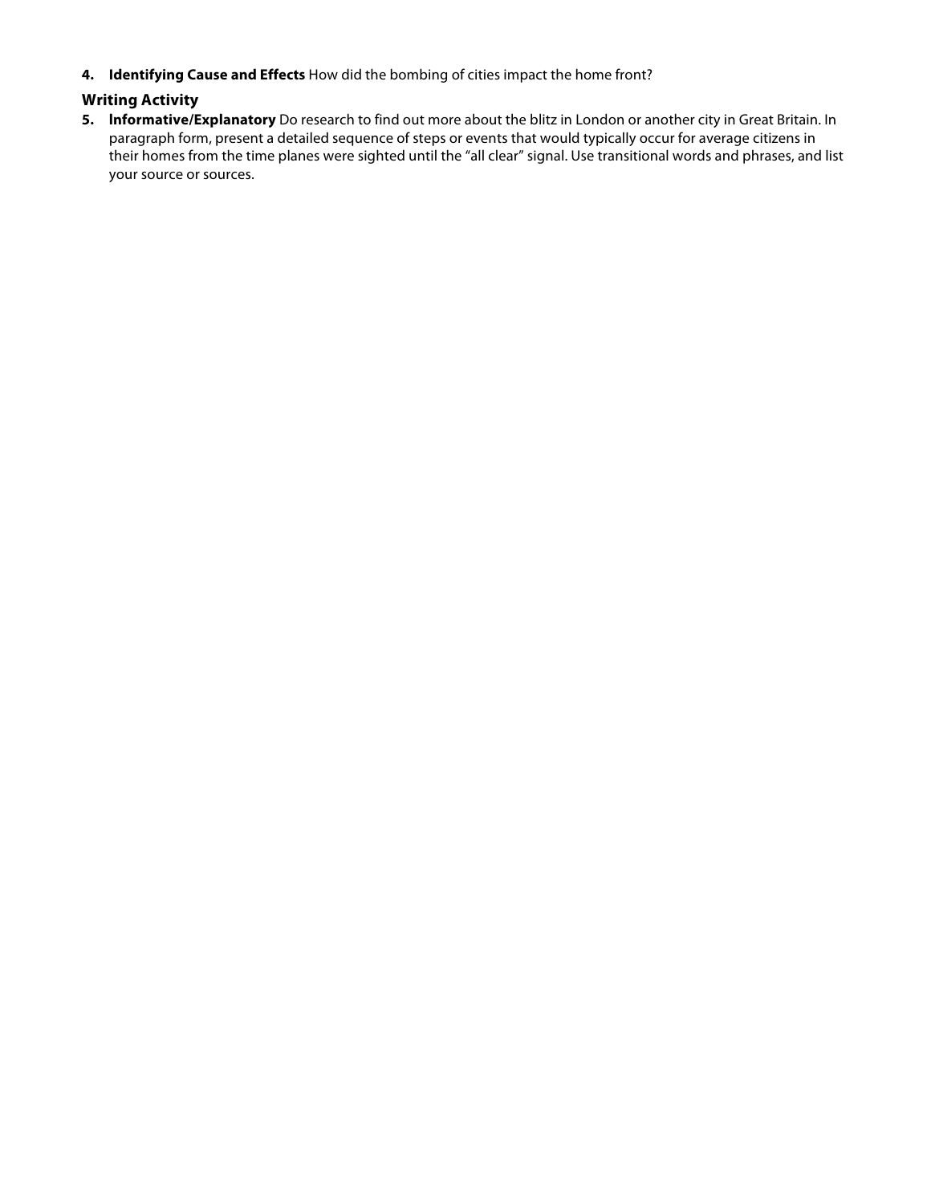4. **Identifying Cause and Effects** How did the bombing of cities impact the home front?

### Writing Activity

5. **Informative/Explanatory** Do research to find out more about the blitz in London or another city in Great Britain. In paragraph form, present a detailed sequence of steps or events that would typically occur for average citizens in their homes from the time planes were sighted until the "all clear" signal. Use transitional words and phrases, and list your source or sources.